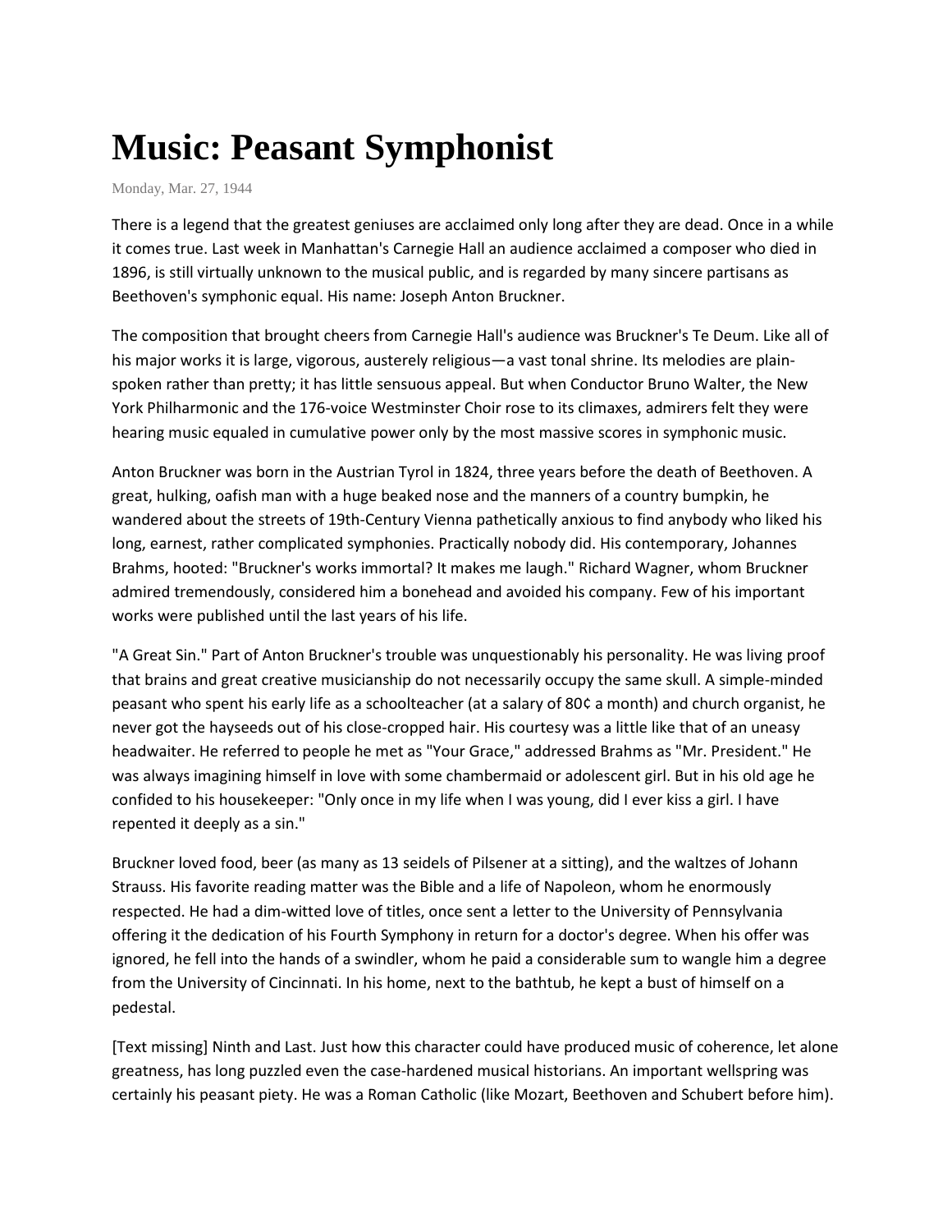# Music: Peasant Symphonist

Monday, Mar. 27, 1944

There is a legend that the greatest geniuses are acclaimed only long after they are dead. Once in a while it comes true. Last week in Manhattan's Carnegie Hall an audience acclaimed a composer who died in 1896, is still virtually unknown to the musical public, and is regarded by many sincere partisans as Beethoven's symphonic equal. His name: Joseph Anton Bruckner.

The composition that brought cheers from Carnegie Hall's audience was Bruckner's Te Deum. Like all of his major works it is large, vigorous, austerely religious—a vast tonal shrine. Its melodies are plain-spoken rather than pretty; it has little sensuous appeal. But when Conductor Bruno Walter, the New York Philharmonic and the 176-voice Westminster Choir rose to its climaxes, admirers felt they were hearing music equaled in cumulative power only by the most massive scores in symphonic music.

Anton Bruckner was born in the Austrian Tyrol in 1824, three years before the death of Beethoven. A great, hulking, oafish man with a huge beaked nose and the manners of a country bumpkin, he wandered about the streets of 19th-Century Vienna pathetically anxious to find anybody who liked his long, earnest, rather complicated symphonies. Practically nobody did. His contemporary, Johannes Brahms, hooted: "Bruckner's works immortal? It makes me laugh." Richard Wagner, whom Bruckner admired tremendously, considered him a bonehead and avoided his company. Few of his important works were published until the last years of his life.

"A Great Sin." Part of Anton Bruckner's trouble was unquestionably his personality. He was living proof that brains and great creative musicianship do not necessarily occupy the same skull. A simple-minded peasant who spent his early life as a schoolteacher (at a salary of 80¢ a month) and church organist, he never got the hayseeds out of his close-cropped hair. His courtesy was a little like that of an uneasy headwaiter. He referred to people he met as "Your Grace," addressed Brahms as "Mr. President." He was always imagining himself in love with some chambermaid or adolescent girl. But in his old age he confided to his housekeeper: "Only once in my life when I was young, did I ever kiss a girl. I have repented it deeply as a sin."

Bruckner loved food, beer (as many as 13 seidels of Pilsener at a sitting), and the waltzes of Johann Strauss. His favorite reading matter was the Bible and a life of Napoleon, whom he enormously respected. He had a dim-witted love of titles, once sent a letter to the University of Pennsylvania offering it the dedication of his Fourth Symphony in return for a doctor's degree. When his offer was ignored, he fell into the hands of a swindler, whom he paid a considerable sum to wangle him a degree from the University of Cincinnati. In his home, next to the bathtub, he kept a bust of himself on a pedestal.

[Text missing] Ninth and Last. Just how this character could have produced music of coherence, let alone greatness, has long puzzled even the case-hardened musical historians. An important wellspring was certainly his peasant piety. He was a Roman Catholic (like Mozart, Beethoven and Schubert before him).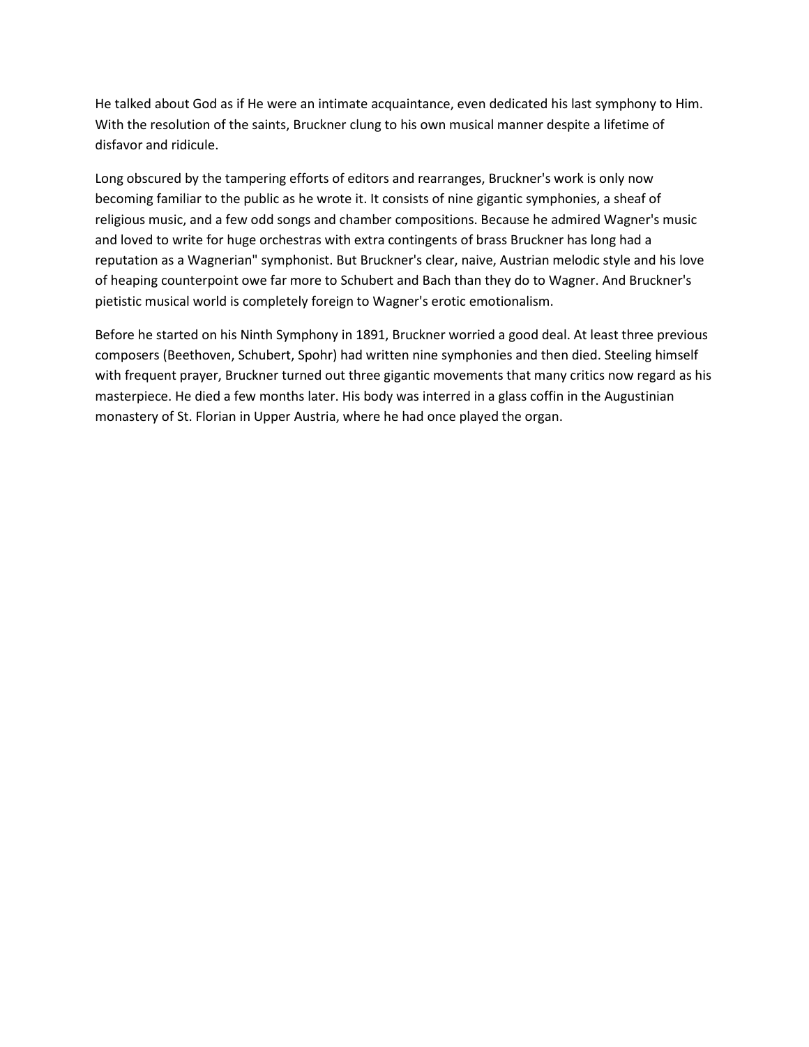He talked about God as if He were an intimate acquaintance, even dedicated his last symphony to Him. With the resolution of the saints, Bruckner clung to his own musical manner despite a lifetime of disfavor and ridicule.

Long obscured by the tampering efforts of editors and rearranges, Bruckner's work is only now becoming familiar to the public as he wrote it. It consists of nine gigantic symphonies, a sheaf of religious music, and a few odd songs and chamber compositions. Because he admired Wagner's music and loved to write for huge orchestras with extra contingents of brass Bruckner has long had a reputation as a Wagnerian" symphonist. But Bruckner's clear, naive, Austrian melodic style and his love of heaping counterpoint owe far more to Schubert and Bach than they do to Wagner. And Bruckner's pietistic musical world is completely foreign to Wagner's erotic emotionalism.

Before he started on his Ninth Symphony in 1891, Bruckner worried a good deal. At least three previous composers (Beethoven, Schubert, Spohr) had written nine symphonies and then died. Steeling himself with frequent prayer, Bruckner turned out three gigantic movements that many critics now regard as his masterpiece. He died a few months later. His body was interred in a glass coffin in the Augustinian monastery of St. Florian in Upper Austria, where he had once played the organ.